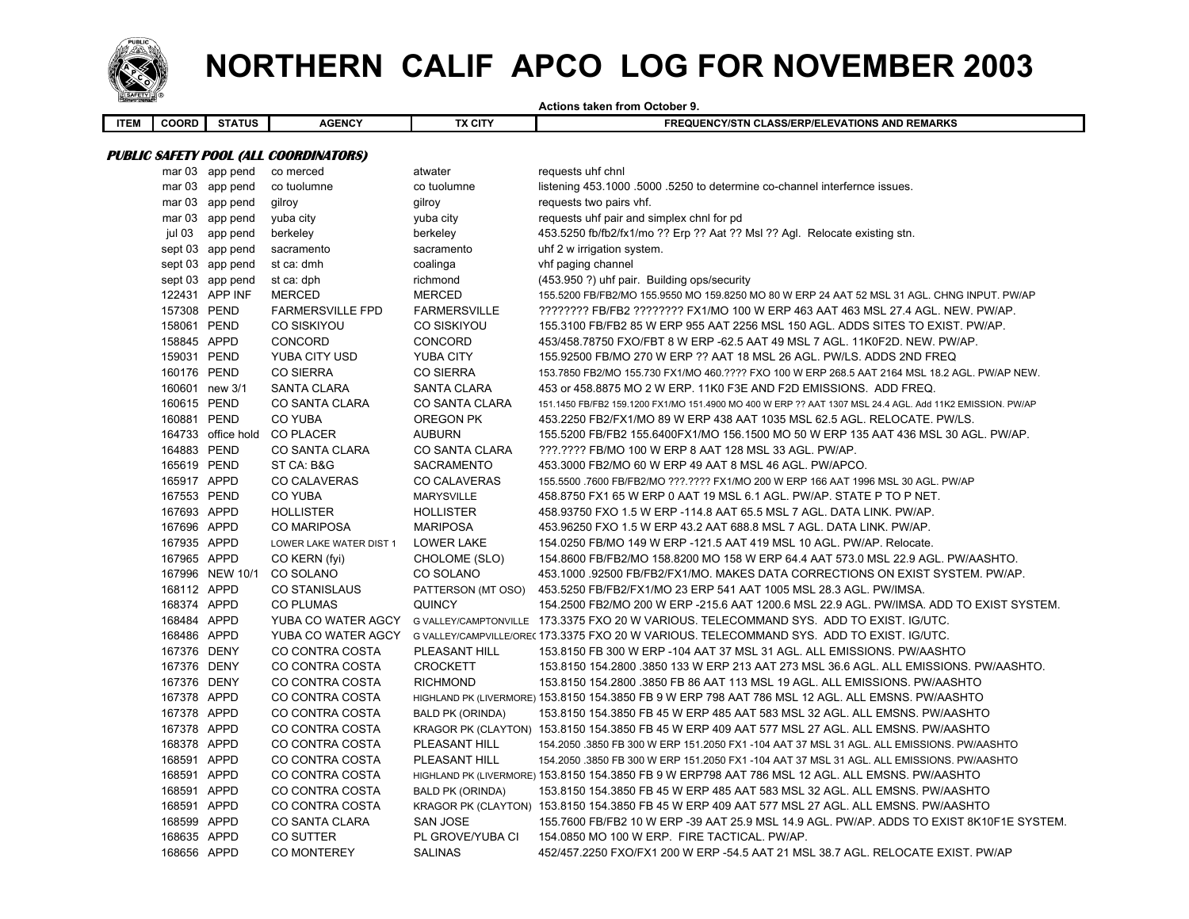# NORTHERN CALIF APCO LOG FOR NOVEMBER 2003

Actions taken from October 9.

| ITEM | COORD | STATUS | AGENCY | TX CITY | FREQUENCY/STN CLASS/ERP/ELEVATIONS AND REMARKS |
|---|---|---|---|---|---|

***PUBLIC SAFETY POOL (ALL COORDINATORS)***

| ITEM | COORD | STATUS | AGENCY | TX CITY | FREQUENCY/STN CLASS/ERP/ELEVATIONS AND REMARKS |
|---|---|---|---|---|---|
| | mar 03 | app pend | co merced | atwater | requests uhf chnl |
| | mar 03 | app pend | co tuolumne | co tuolumne | listening 453.1000 .5000 .5250 to determine co-channel interfernce issues. |
| | mar 03 | app pend | gilroy | gilroy | requests two pairs vhf. |
| | mar 03 | app pend | yuba city | yuba city | requests uhf pair and simplex chnl for pd |
| | jul 03 | app pend | berkeley | berkeley | 453.5250 fb/fb2/fx1/mo ?? Erp ?? Aat ?? Msl ?? Agl. Relocate existing stn. |
| | sept 03 | app pend | sacramento | sacramento | uhf 2 w irrigation system. |
| | sept 03 | app pend | st ca: dmh | coalinga | vhf paging channel |
| | sept 03 | app pend | st ca: dph | richmond | (453.950 ?) uhf pair. Building ops/security |
| | 122431 | APP INF | MERCED | MERCED | 155.5200 FB/FB2/MO 155.9550 MO 159.8250 MO 80 W ERP 24 AAT 52 MSL 31 AGL. CHNG INPUT. PW/AP |
| | 157308 | PEND | FARMERSVILLE FPD | FARMERSVILLE | ???????? FB/FB2 ???????? FX1/MO 100 W ERP 463 AAT 463 MSL 27.4 AGL. NEW. PW/AP. |
| | 158061 | PEND | CO SISKIYOU | CO SISKIYOU | 155.3100 FB/FB2 85 W ERP 955 AAT 2256 MSL 150 AGL. ADDS SITES TO EXIST. PW/AP. |
| | 158845 | APPD | CONCORD | CONCORD | 453/458.78750 FXO/FBT 8 W ERP -62.5 AAT 49 MSL 7 AGL. 11K0F2D. NEW. PW/AP. |
| | 159031 | PEND | YUBA CITY USD | YUBA CITY | 155.92500 FB/MO 270 W ERP ?? AAT 18 MSL 26 AGL. PW/LS. ADDS 2ND FREQ |
| | 160176 | PEND | CO SIERRA | CO SIERRA | 153.7850 FB2/MO 155.730 FX1/MO 460.???? FXO 100 W ERP 268.5 AAT 2164 MSL 18.2 AGL. PW/AP NEW. |
| | 160601 | new 3/1 | SANTA CLARA | SANTA CLARA | 453 or 458.8875 MO 2 W ERP. 11K0 F3E AND F2D EMISSIONS. ADD FREQ. |
| | 160615 | PEND | CO SANTA CLARA | CO SANTA CLARA | 151.1450 FB/FB2 159.1200 FX1/MO 151.4900 MO 400 W ERP ?? AAT 1307 MSL 24.4 AGL. Add 11K2 EMISSION. PW/AP |
| | 160881 | PEND | CO YUBA | OREGON PK | 453.2250 FB2/FX1/MO 89 W ERP 438 AAT 1035 MSL 62.5 AGL. RELOCATE. PW/LS. |
| | 164733 | office hold | CO PLACER | AUBURN | 155.5200 FB/FB2 155.6400FX1/MO 156.1500 MO 50 W ERP 135 AAT 436 MSL 30 AGL. PW/AP. |
| | 164883 | PEND | CO SANTA CLARA | CO SANTA CLARA | ???.???? FB/MO 100 W ERP 8 AAT 128 MSL 33 AGL. PW/AP. |
| | 165619 | PEND | ST CA: B&G | SACRAMENTO | 453.3000 FB2/MO 60 W ERP 49 AAT 8 MSL 46 AGL. PW/APCO. |
| | 165917 | APPD | CO CALAVERAS | CO CALAVERAS | 155.5500 .7600 FB/FB2/MO ???.???? FX1/MO 200 W ERP 166 AAT 1996 MSL 30 AGL. PW/AP |
| | 167553 | PEND | CO YUBA | MARYSVILLE | 458.8750 FX1 65 W ERP 0 AAT 19 MSL 6.1 AGL. PW/AP. STATE P TO P NET. |
| | 167693 | APPD | HOLLISTER | HOLLISTER | 458.93750 FXO 1.5 W ERP -114.8 AAT 65.5 MSL 7 AGL. DATA LINK. PW/AP. |
| | 167696 | APPD | CO MARIPOSA | MARIPOSA | 453.96250 FXO 1.5 W ERP 43.2 AAT 688.8 MSL 7 AGL. DATA LINK. PW/AP. |
| | 167935 | APPD | LOWER LAKE WATER DIST 1 | LOWER LAKE | 154.0250 FB/MO 149 W ERP -121.5 AAT 419 MSL 10 AGL. PW/AP. Relocate. |
| | 167965 | APPD | CO KERN (fyi) | CHOLOME (SLO) | 154.8600 FB/FB2/MO 158.8200 MO 158 W ERP 64.4 AAT 573.0 MSL 22.9 AGL. PW/AASHTO. |
| | 167996 | NEW 10/1 | CO SOLANO | CO SOLANO | 453.1000 .92500 FB/FB2/FX1/MO. MAKES DATA CORRECTIONS ON EXIST SYSTEM. PW/AP. |
| | 168112 | APPD | CO STANISLAUS | PATTERSON (MT OSO) | 453.5250 FB/FB2/FX1/MO 23 ERP 541 AAT 1005 MSL 28.3 AGL. PW/IMSA. |
| | 168374 | APPD | CO PLUMAS | QUINCY | 154.2500 FB2/MO 200 W ERP -215.6 AAT 1200.6 MSL 22.9 AGL. PW/IMSA. ADD TO EXIST SYSTEM. |
| | 168484 | APPD | YUBA CO WATER AGCY | G VALLEY/CAMPTONVILLE | 173.3375 FXO 20 W VARIOUS. TELECOMMAND SYS. ADD TO EXIST. IG/UTC. |
| | 168486 | APPD | YUBA CO WATER AGCY | G VALLEY/CAMPVILLE/OREG | 173.3375 FXO 20 W VARIOUS. TELECOMMAND SYS. ADD TO EXIST. IG/UTC. |
| | 167376 | DENY | CO CONTRA COSTA | PLEASANT HILL | 153.8150 FB 300 W ERP -104 AAT 37 MSL 31 AGL. ALL EMISSIONS. PW/AASHTO |
| | 167376 | DENY | CO CONTRA COSTA | CROCKETT | 153.8150 154.2800 .3850 133 W ERP 213 AAT 273 MSL 36.6 AGL. ALL EMISSIONS. PW/AASHTO. |
| | 167376 | DENY | CO CONTRA COSTA | RICHMOND | 153.8150 154.2800 .3850 FB 86 AAT 113 MSL 19 AGL. ALL EMISSIONS. PW/AASHTO |
| | 167378 | APPD | CO CONTRA COSTA | HIGHLAND PK (LIVERMORE) | 153.8150 154.3850 FB 9 W ERP 798 AAT 786 MSL 12 AGL. ALL EMSNS. PW/AASHTO |
| | 167378 | APPD | CO CONTRA COSTA | BALD PK (ORINDA) | 153.8150 154.3850 FB 45 W ERP 485 AAT 583 MSL 32 AGL. ALL EMSNS. PW/AASHTO |
| | 167378 | APPD | CO CONTRA COSTA | KRAGOR PK (CLAYTON) | 153.8150 154.3850 FB 45 W ERP 409 AAT 577 MSL 27 AGL. ALL EMSNS. PW/AASHTO |
| | 168378 | APPD | CO CONTRA COSTA | PLEASANT HILL | 154.2050 .3850 FB 300 W ERP 151.2050 FX1 -104 AAT 37 MSL 31 AGL. ALL EMISSIONS. PW/AASHTO |
| | 168591 | APPD | CO CONTRA COSTA | PLEASANT HILL | 154.2050 .3850 FB 300 W ERP 151.2050 FX1 -104 AAT 37 MSL 31 AGL. ALL EMISSIONS. PW/AASHTO |
| | 168591 | APPD | CO CONTRA COSTA | HIGHLAND PK (LIVERMORE) | 153.8150 154.3850 FB 9 W ERP798 AAT 786 MSL 12 AGL. ALL EMSNS. PW/AASHTO |
| | 168591 | APPD | CO CONTRA COSTA | BALD PK (ORINDA) | 153.8150 154.3850 FB 45 W ERP 485 AAT 583 MSL 32 AGL. ALL EMSNS. PW/AASHTO |
| | 168591 | APPD | CO CONTRA COSTA | KRAGOR PK (CLAYTON) | 153.8150 154.3850 FB 45 W ERP 409 AAT 577 MSL 27 AGL. ALL EMSNS. PW/AASHTO |
| | 168599 | APPD | CO SANTA CLARA | SAN JOSE | 155.7600 FB/FB2 10 W ERP -39 AAT 25.9 MSL 14.9 AGL. PW/AP. ADDS TO EXIST 8K10F1E SYSTEM. |
| | 168635 | APPD | CO SUTTER | PL GROVE/YUBA CI | 154.0850 MO 100 W ERP. FIRE TACTICAL. PW/AP. |
| | 168656 | APPD | CO MONTEREY | SALINAS | 452/457.2250 FXO/FX1 200 W ERP -54.5 AAT 21 MSL 38.7 AGL. RELOCATE EXIST. PW/AP |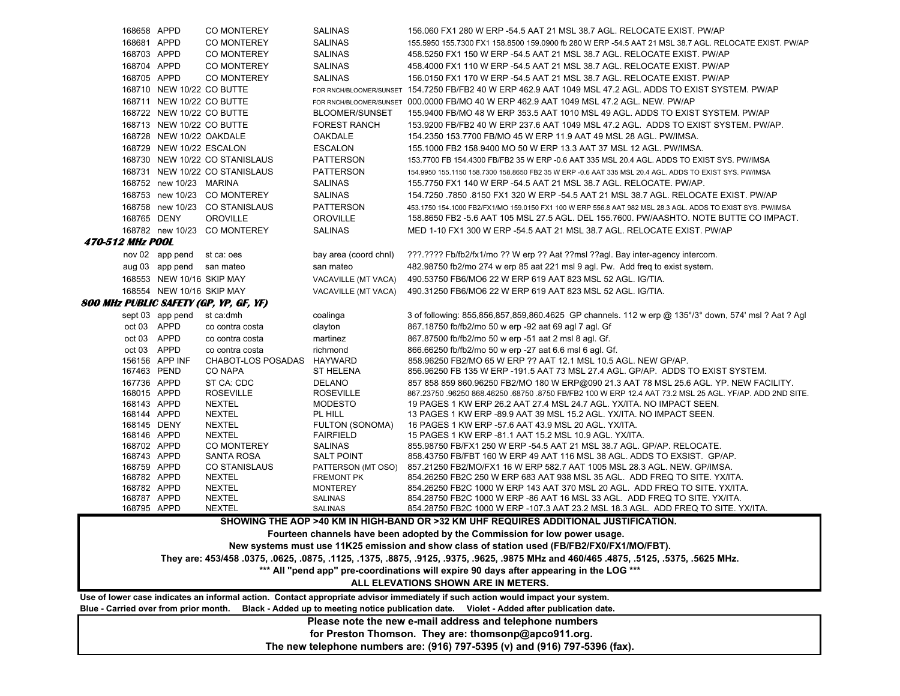| | | | | |
|---|---|---|---|---|
| 168658 | APPD | CO MONTEREY | SALINAS | 156.060 FX1 280 W ERP -54.5 AAT 21 MSL 38.7 AGL. RELOCATE EXIST. PW/AP |
| 168681 | APPD | CO MONTEREY | SALINAS | 155.5950 155.7300 FX1 158.8500 159.0900 fb 280 W ERP -54.5 AAT 21 MSL 38.7 AGL. RELOCATE EXIST. PW/AP |
| 168703 | APPD | CO MONTEREY | SALINAS | 458.5250 FX1 150 W ERP -54.5 AAT 21 MSL 38.7 AGL. RELOCATE EXIST. PW/AP |
| 168704 | APPD | CO MONTEREY | SALINAS | 458.4000 FX1 110 W ERP -54.5 AAT 21 MSL 38.7 AGL. RELOCATE EXIST. PW/AP |
| 168705 | APPD | CO MONTEREY | SALINAS | 156.0150 FX1 170 W ERP -54.5 AAT 21 MSL 38.7 AGL. RELOCATE EXIST. PW/AP |
| 168710 | NEW 10/22 | CO BUTTE | FOR RNCH/BLOOMER/SUNSET | 154.7250 FB/FB2 40 W ERP 462.9 AAT 1049 MSL 47.2 AGL. ADDS TO EXIST SYSTEM. PW/AP |
| 168711 | NEW 10/22 | CO BUTTE | FOR RNCH/BLOOMER/SUNSET | 000.0000 FB/MO 40 W ERP 462.9 AAT 1049 MSL 47.2 AGL. NEW. PW/AP |
| 168722 | NEW 10/22 | CO BUTTE | BLOOMER/SUNSET | 155.9400 FB/MO 48 W ERP 353.5 AAT 1010 MSL 49 AGL. ADDS TO EXIST SYSTEM. PW/AP |
| 168713 | NEW 10/22 | CO BUTTE | FOREST RANCH | 153.9200 FB/FB2 40 W ERP 237.6 AAT 1049 MSL 47.2 AGL. ADDS TO EXIST SYSTEM. PW/AP. |
| 168728 | NEW 10/22 | OAKDALE | OAKDALE | 154.2350 153.7700 FB/MO 45 W ERP 11.9 AAT 49 MSL 28 AGL. PW/IMSA. |
| 168729 | NEW 10/22 | ESCALON | ESCALON | 155.1000 FB2 158.9400 MO 50 W ERP 13.3 AAT 37 MSL 12 AGL. PW/IMSA. |
| 168730 | NEW 10/22 | CO STANISLAUS | PATTERSON | 153.7700 FB 154.4300 FB/FB2 35 W ERP -0.6 AAT 335 MSL 20.4 AGL. ADDS TO EXIST SYS. PW/IMSA |
| 168731 | NEW 10/22 | CO STANISLAUS | PATTERSON | 154.9950 155.1150 158.7300 158.8650 FB2 35 W ERP -0.6 AAT 335 MSL 20.4 AGL. ADDS TO EXIST SYS. PW/IMSA |
| 168752 | new 10/23 | MARINA | SALINAS | 155.7750 FX1 140 W ERP -54.5 AAT 21 MSL 38.7 AGL. RELOCATE. PW/AP. |
| 168753 | new 10/23 | CO MONTEREY | SALINAS | 154.7250 .7850 .8150 FX1 320 W ERP -54.5 AAT 21 MSL 38.7 AGL. RELOCATE EXIST. PW/AP |
| 168758 | new 10/23 | CO STANISLAUS | PATTERSON | 453.1750 154.1000 FB2/FX1/MO 159.0150 FX1 100 W ERP 556.8 AAT 982 MSL 28.3 AGL. ADDS TO EXIST SYS. PW/IMSA |
| 168765 | DENY | OROVILLE | OROVILLE | 158.8650 FB2 -5.6 AAT 105 MSL 27.5 AGL. DEL 155.7600. PW/AASHTO. NOTE BUTTE CO IMPACT. |
| 168782 | new 10/23 | CO MONTEREY | SALINAS | MED 1-10 FX1 300 W ERP -54.5 AAT 21 MSL 38.7 AGL. RELOCATE EXIST. PW/AP |
| ***470-512 MHz POOL*** | | | | |
| nov 02 | app pend | st ca: oes | bay area (coord chnl) | ???.???? Fb/fb2/fx1/mo ?? W erp ?? Aat ??msl ??agl. Bay inter-agency intercom. |
| aug 03 | app pend | san mateo | san mateo | 482.98750 fb2/mo 274 w erp 85 aat 221 msl 9 agl. Pw. Add freq to exist system. |
| 168553 | NEW 10/16 | SKIP MAY | VACAVILLE (MT VACA) | 490.53750 FB6/MO6 22 W ERP 619 AAT 823 MSL 52 AGL. IG/TIA. |
| 168554 | NEW 10/16 | SKIP MAY | VACAVILLE (MT VACA) | 490.31250 FB6/MO6 22 W ERP 619 AAT 823 MSL 52 AGL. IG/TIA. |
| ***800 MHz PUBLIC SAFETY (GP, YP, GF, YF)*** | | | | |
| sept 03 | app pend | st ca:dmh | coalinga | 3 of following: 855,856,857,859,860.4625 GP channels. 112 w erp @ 135°/3° down, 574' msl ? Aat ? Agl |
| oct 03 | APPD | co contra costa | clayton | 867.18750 fb/fb2/mo 50 w erp -92 aat 69 agl 7 agl. Gf |
| oct 03 | APPD | co contra costa | martinez | 867.87500 fb/fb2/mo 50 w erp -51 aat 2 msl 8 agl. Gf. |
| oct 03 | APPD | co contra costa | richmond | 866.66250 fb/fb2/mo 50 w erp -27 aat 6.6 msl 6 agl. Gf. |
| 156156 | APP INF | CHABOT-LOS POSADAS | HAYWARD | 858.96250 FB2/MO 65 W ERP ?? AAT 12.1 MSL 10.5 AGL. NEW GP/AP. |
| 167463 | PEND | CO NAPA | ST HELENA | 856.96250 FB 135 W ERP -191.5 AAT 73 MSL 27.4 AGL. GP/AP. ADDS TO EXIST SYSTEM. |
| 167736 | APPD | ST CA: CDC | DELANO | 857 858 859 860.96250 FB2/MO 180 W ERP@090 21.3 AAT 78 MSL 25.6 AGL. YP. NEW FACILITY. |
| 168015 | APPD | ROSEVILLE | ROSEVILLE | 867.23750 .96250 868.46250 .68750 .8750 FB/FB2 100 W ERP 12.4 AAT 73.2 MSL 25 AGL. YF/AP. ADD 2ND SITE. |
| 168143 | APPD | NEXTEL | MODESTO | 19 PAGES 1 KW ERP 26.2 AAT 27.4 MSL 24.7 AGL. YX/ITA. NO IMPACT SEEN. |
| 168144 | APPD | NEXTEL | PL HILL | 13 PAGES 1 KW ERP -89.9 AAT 39 MSL 15.2 AGL. YX/ITA. NO IMPACT SEEN. |
| 168145 | DENY | NEXTEL | FULTON (SONOMA) | 16 PAGES 1 KW ERP -57.6 AAT 43.9 MSL 20 AGL. YX/ITA. |
| 168146 | APPD | NEXTEL | FAIRFIELD | 15 PAGES 1 KW ERP -81.1 AAT 15.2 MSL 10.9 AGL. YX/ITA. |
| 168702 | APPD | CO MONTEREY | SALINAS | 855.98750 FB/FX1 250 W ERP -54.5 AAT 21 MSL 38.7 AGL. GP/AP. RELOCATE. |
| 168743 | APPD | SANTA ROSA | SALT POINT | 858.43750 FB/FBT 160 W ERP 49 AAT 116 MSL 38 AGL. ADDS TO EXSIST. GP/AP. |
| 168759 | APPD | CO STANISLAUS | PATTERSON (MT OSO) | 857.21250 FB2/MO/FX1 16 W ERP 582.7 AAT 1005 MSL 28.3 AGL. NEW. GP/IMSA. |
| 168782 | APPD | NEXTEL | FREMONT PK | 854.26250 FB2C 250 W ERP 683 AAT 938 MSL 35 AGL. ADD FREQ TO SITE. YX/ITA. |
| 168782 | APPD | NEXTEL | MONTEREY | 854.26250 FB2C 1000 W ERP 143 AAT 370 MSL 20 AGL. ADD FREQ TO SITE. YX/ITA. |
| 168787 | APPD | NEXTEL | SALINAS | 854.28750 FB2C 1000 W ERP -86 AAT 16 MSL 33 AGL. ADD FREQ TO SITE. YX/ITA. |
| 168795 | APPD | NEXTEL | SALINAS | 854.28750 FB2C 1000 W ERP -107.3 AAT 23.2 MSL 18.3 AGL. ADD FREQ TO SITE. YX/ITA. |

**SHOWING THE AOP >40 KM IN HIGH-BAND OR >32 KM UHF REQUIRES ADDITIONAL JUSTIFICATION.**

**Fourteen channels have been adopted by the Commission for low power usage.**

**New systems must use 11K25 emission and show class of station used (FB/FB2/FX0/FX1/MO/FBT).**

**They are: 453/458 .0375, .0625, .0875, .1125, .1375, .8875, .9125, .9375, .9625, .9875 MHz and 460/465 .4875, .5125, .5375, .5625 MHz.**

**\*\*\* All "pend app" pre-coordinations will expire 90 days after appearing in the LOG \*\*\***

**ALL ELEVATIONS SHOWN ARE IN METERS.**

**Use of lower case indicates an informal action. Contact appropriate advisor immediately if such action would impact your system.**

**Blue - Carried over from prior month. Black - Added up to meeting notice publication date. Violet - Added after publication date.**

**Please note the new e-mail address and telephone numbers**
**for Preston Thomson. They are: thomsonp@apco911.org.**
**The new telephone numbers are: (916) 797-5395 (v) and (916) 797-5396 (fax).**